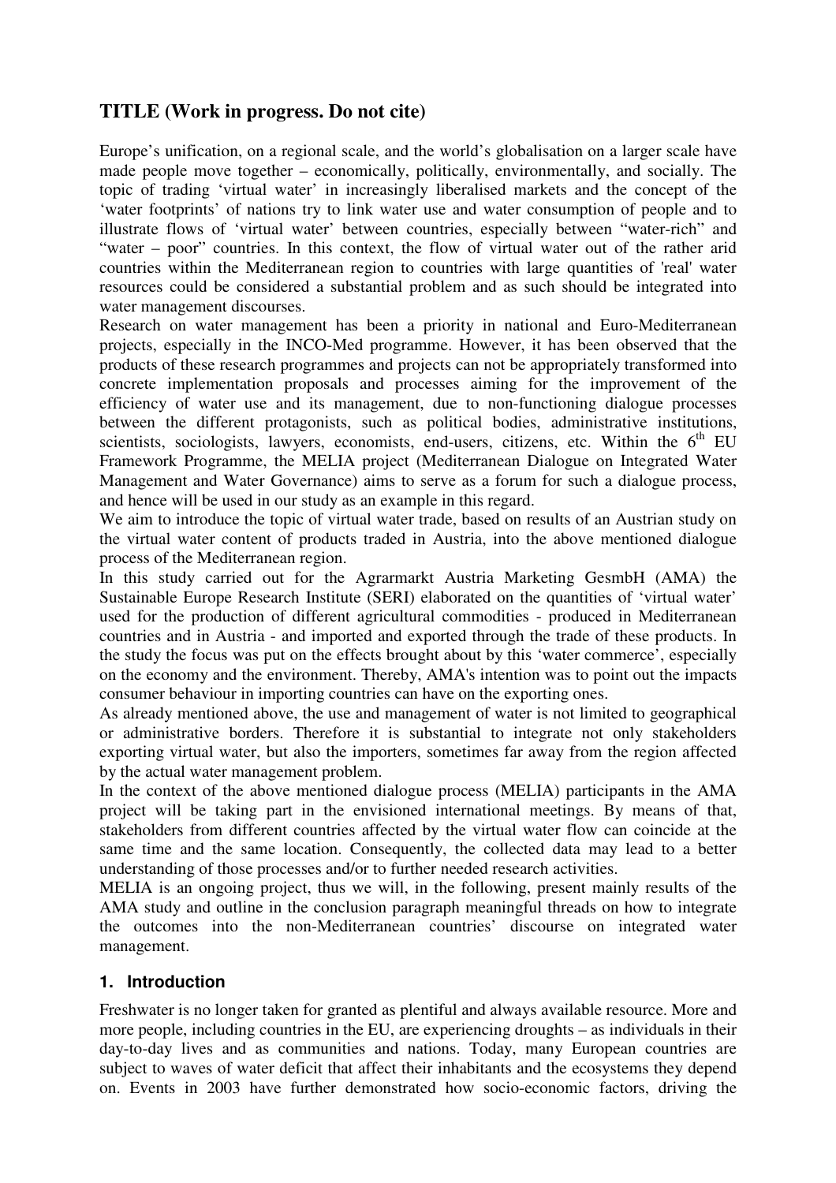# TITLE (Work in progress. Do not cite)

Europe's unification, on a regional scale, and the world's globalisation on a larger scale have made people move together – economically, politically, environmentally, and socially. The topic of trading 'virtual water' in increasingly liberalised markets and the concept of the 'water footprints' of nations try to link water use and water consumption of people and to illustrate flows of 'virtual water' between countries, especially between "water-rich" and "water – poor" countries. In this context, the flow of virtual water out of the rather arid countries within the Mediterranean region to countries with large quantities of 'real' water resources could be considered a substantial problem and as such should be integrated into water management discourses.

Research on water management has been a priority in national and Euro-Mediterranean projects, especially in the INCO-Med programme. However, it has been observed that the products of these research programmes and projects can not be appropriately transformed into concrete implementation proposals and processes aiming for the improvement of the efficiency of water use and its management, due to non-functioning dialogue processes between the different protagonists, such as political bodies, administrative institutions, scientists, sociologists, lawyers, economists, end-users, citizens, etc. Within the 6th EU Framework Programme, the MELIA project (Mediterranean Dialogue on Integrated Water Management and Water Governance) aims to serve as a forum for such a dialogue process, and hence will be used in our study as an example in this regard.

We aim to introduce the topic of virtual water trade, based on results of an Austrian study on the virtual water content of products traded in Austria, into the above mentioned dialogue process of the Mediterranean region.

In this study carried out for the Agrarmarkt Austria Marketing GesmbH (AMA) the Sustainable Europe Research Institute (SERI) elaborated on the quantities of 'virtual water' used for the production of different agricultural commodities - produced in Mediterranean countries and in Austria - and imported and exported through the trade of these products. In the study the focus was put on the effects brought about by this 'water commerce', especially on the economy and the environment. Thereby, AMA's intention was to point out the impacts consumer behaviour in importing countries can have on the exporting ones.

As already mentioned above, the use and management of water is not limited to geographical or administrative borders. Therefore it is substantial to integrate not only stakeholders exporting virtual water, but also the importers, sometimes far away from the region affected by the actual water management problem.

In the context of the above mentioned dialogue process (MELIA) participants in the AMA project will be taking part in the envisioned international meetings. By means of that, stakeholders from different countries affected by the virtual water flow can coincide at the same time and the same location. Consequently, the collected data may lead to a better understanding of those processes and/or to further needed research activities.

MELIA is an ongoing project, thus we will, in the following, present mainly results of the AMA study and outline in the conclusion paragraph meaningful threads on how to integrate the outcomes into the non-Mediterranean countries' discourse on integrated water management.

## 1. Introduction

Freshwater is no longer taken for granted as plentiful and always available resource. More and more people, including countries in the EU, are experiencing droughts – as individuals in their day-to-day lives and as communities and nations. Today, many European countries are subject to waves of water deficit that affect their inhabitants and the ecosystems they depend on. Events in 2003 have further demonstrated how socio-economic factors, driving the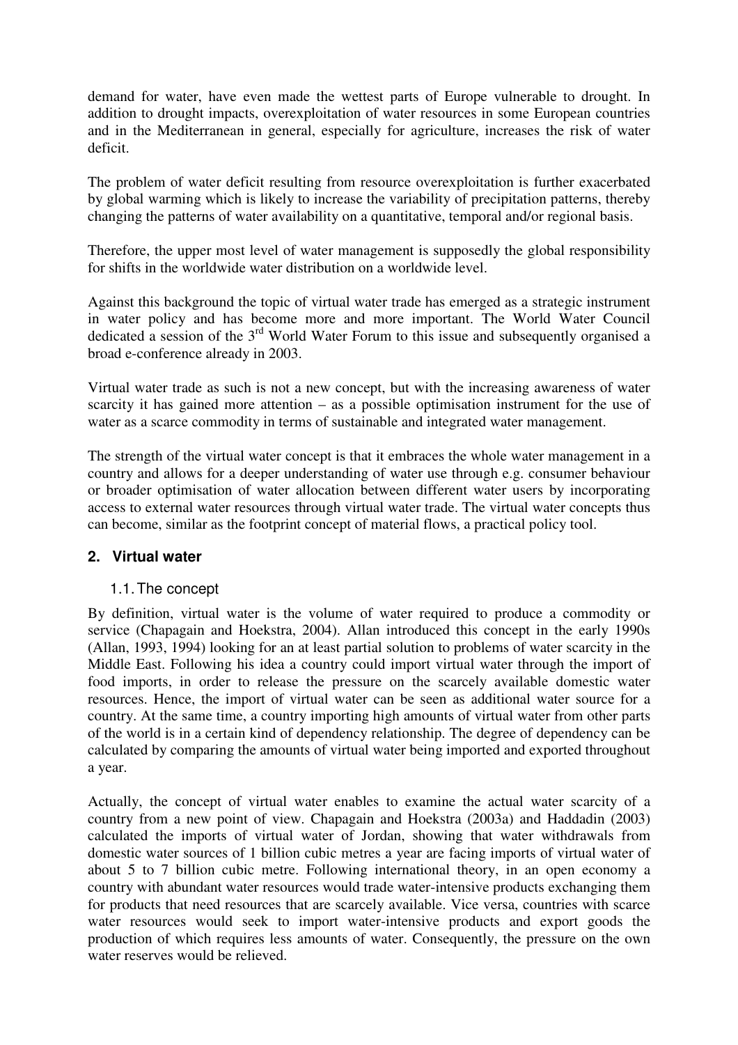demand for water, have even made the wettest parts of Europe vulnerable to drought. In addition to drought impacts, overexploitation of water resources in some European countries and in the Mediterranean in general, especially for agriculture, increases the risk of water deficit.

The problem of water deficit resulting from resource overexploitation is further exacerbated by global warming which is likely to increase the variability of precipitation patterns, thereby changing the patterns of water availability on a quantitative, temporal and/or regional basis.

Therefore, the upper most level of water management is supposedly the global responsibility for shifts in the worldwide water distribution on a worldwide level.

Against this background the topic of virtual water trade has emerged as a strategic instrument in water policy and has become more and more important. The World Water Council dedicated a session of the 3rd World Water Forum to this issue and subsequently organised a broad e-conference already in 2003.

Virtual water trade as such is not a new concept, but with the increasing awareness of water scarcity it has gained more attention – as a possible optimisation instrument for the use of water as a scarce commodity in terms of sustainable and integrated water management.

The strength of the virtual water concept is that it embraces the whole water management in a country and allows for a deeper understanding of water use through e.g. consumer behaviour or broader optimisation of water allocation between different water users by incorporating access to external water resources through virtual water trade. The virtual water concepts thus can become, similar as the footprint concept of material flows, a practical policy tool.

## 2. Virtual water

### 1.1. The concept

By definition, virtual water is the volume of water required to produce a commodity or service (Chapagain and Hoekstra, 2004). Allan introduced this concept in the early 1990s (Allan, 1993, 1994) looking for an at least partial solution to problems of water scarcity in the Middle East. Following his idea a country could import virtual water through the import of food imports, in order to release the pressure on the scarcely available domestic water resources. Hence, the import of virtual water can be seen as additional water source for a country. At the same time, a country importing high amounts of virtual water from other parts of the world is in a certain kind of dependency relationship. The degree of dependency can be calculated by comparing the amounts of virtual water being imported and exported throughout a year.

Actually, the concept of virtual water enables to examine the actual water scarcity of a country from a new point of view. Chapagain and Hoekstra (2003a) and Haddadin (2003) calculated the imports of virtual water of Jordan, showing that water withdrawals from domestic water sources of 1 billion cubic metres a year are facing imports of virtual water of about 5 to 7 billion cubic metre. Following international theory, in an open economy a country with abundant water resources would trade water-intensive products exchanging them for products that need resources that are scarcely available. Vice versa, countries with scarce water resources would seek to import water-intensive products and export goods the production of which requires less amounts of water. Consequently, the pressure on the own water reserves would be relieved.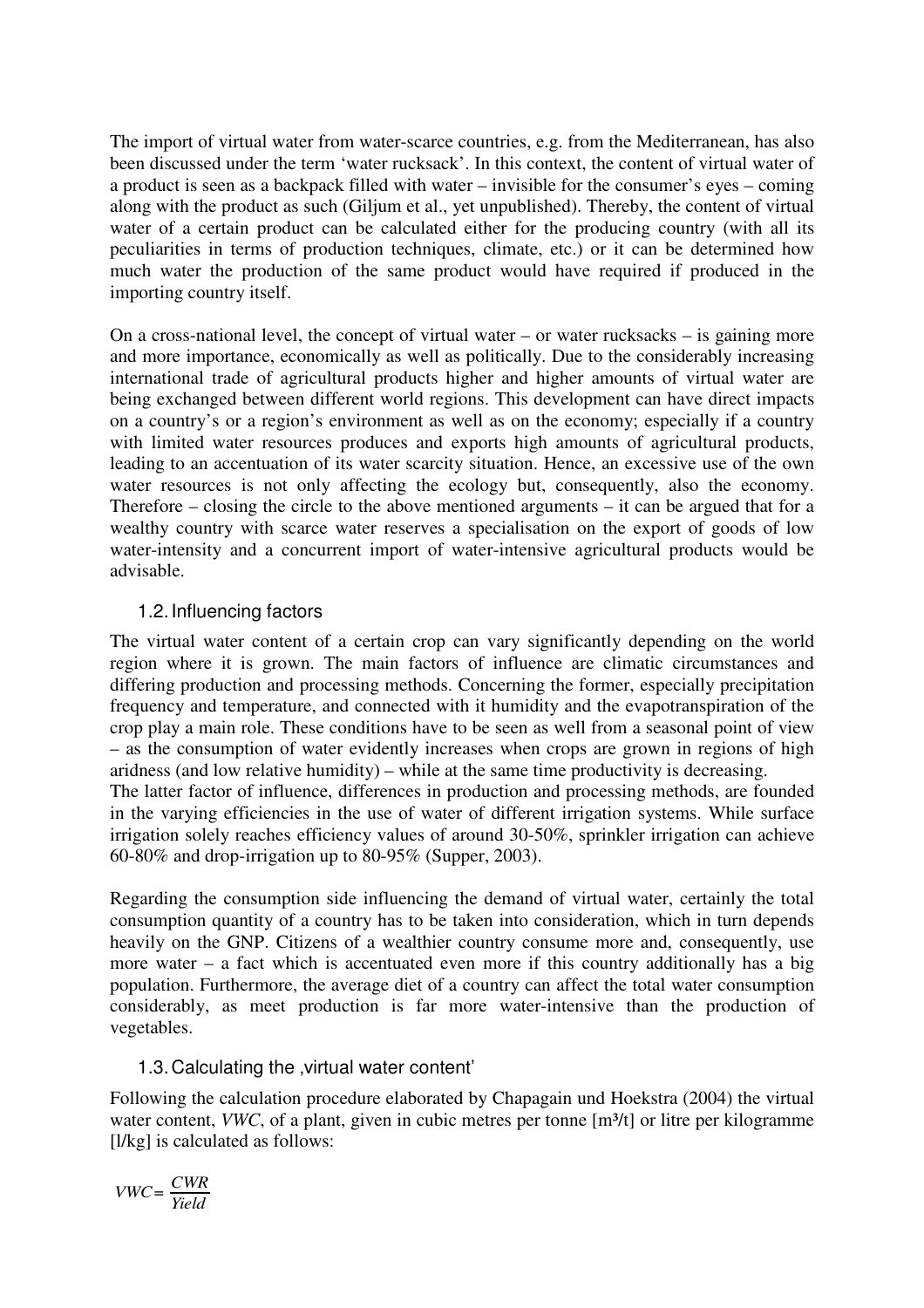The import of virtual water from water-scarce countries, e.g. from the Mediterranean, has also been discussed under the term 'water rucksack'. In this context, the content of virtual water of a product is seen as a backpack filled with water – invisible for the consumer's eyes – coming along with the product as such (Giljum et al., yet unpublished). Thereby, the content of virtual water of a certain product can be calculated either for the producing country (with all its peculiarities in terms of production techniques, climate, etc.) or it can be determined how much water the production of the same product would have required if produced in the importing country itself.

On a cross-national level, the concept of virtual water – or water rucksacks – is gaining more and more importance, economically as well as politically. Due to the considerably increasing international trade of agricultural products higher and higher amounts of virtual water are being exchanged between different world regions. This development can have direct impacts on a country's or a region's environment as well as on the economy; especially if a country with limited water resources produces and exports high amounts of agricultural products, leading to an accentuation of its water scarcity situation. Hence, an excessive use of the own water resources is not only affecting the ecology but, consequently, also the economy. Therefore – closing the circle to the above mentioned arguments – it can be argued that for a wealthy country with scarce water reserves a specialisation on the export of goods of low water-intensity and a concurrent import of water-intensive agricultural products would be advisable.

## 1.2. Influencing factors

The virtual water content of a certain crop can vary significantly depending on the world region where it is grown. The main factors of influence are climatic circumstances and differing production and processing methods. Concerning the former, especially precipitation frequency and temperature, and connected with it humidity and the evapotranspiration of the crop play a main role. These conditions have to be seen as well from a seasonal point of view – as the consumption of water evidently increases when crops are grown in regions of high aridness (and low relative humidity) – while at the same time productivity is decreasing.
The latter factor of influence, differences in production and processing methods, are founded in the varying efficiencies in the use of water of different irrigation systems. While surface irrigation solely reaches efficiency values of around 30-50%, sprinkler irrigation can achieve 60-80% and drop-irrigation up to 80-95% (Supper, 2003).

Regarding the consumption side influencing the demand of virtual water, certainly the total consumption quantity of a country has to be taken into consideration, which in turn depends heavily on the GNP. Citizens of a wealthier country consume more and, consequently, use more water – a fact which is accentuated even more if this country additionally has a big population. Furthermore, the average diet of a country can affect the total water consumption considerably, as meet production is far more water-intensive than the production of vegetables.

## 1.3. Calculating the ‚virtual water content'

Following the calculation procedure elaborated by Chapagain und Hoekstra (2004) the virtual water content, *VWC*, of a plant, given in cubic metres per tonne [m³/t] or litre per kilogramme [l/kg] is calculated as follows:

$$VWC = \frac{CWR}{Yield}$$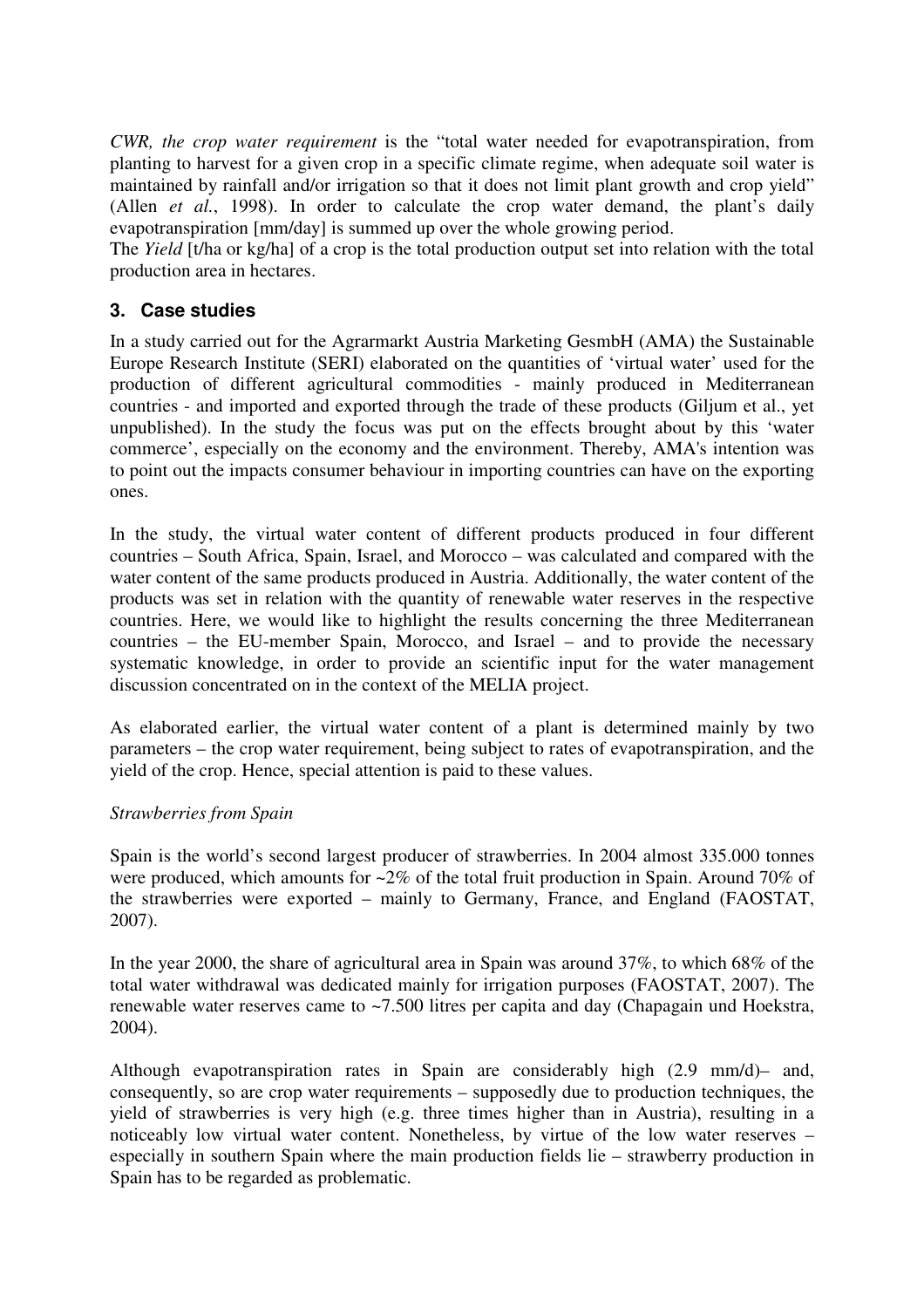*CWR, the crop water requirement* is the "total water needed for evapotranspiration, from planting to harvest for a given crop in a specific climate regime, when adequate soil water is maintained by rainfall and/or irrigation so that it does not limit plant growth and crop yield" (Allen *et al.*, 1998). In order to calculate the crop water demand, the plant's daily evapotranspiration [mm/day] is summed up over the whole growing period.

The *Yield* [t/ha or kg/ha] of a crop is the total production output set into relation with the total production area in hectares.

## 3. Case studies

In a study carried out for the Agrarmarkt Austria Marketing GesmbH (AMA) the Sustainable Europe Research Institute (SERI) elaborated on the quantities of 'virtual water' used for the production of different agricultural commodities - mainly produced in Mediterranean countries - and imported and exported through the trade of these products (Giljum et al., yet unpublished). In the study the focus was put on the effects brought about by this 'water commerce', especially on the economy and the environment. Thereby, AMA's intention was to point out the impacts consumer behaviour in importing countries can have on the exporting ones.

In the study, the virtual water content of different products produced in four different countries – South Africa, Spain, Israel, and Morocco – was calculated and compared with the water content of the same products produced in Austria. Additionally, the water content of the products was set in relation with the quantity of renewable water reserves in the respective countries. Here, we would like to highlight the results concerning the three Mediterranean countries – the EU-member Spain, Morocco, and Israel – and to provide the necessary systematic knowledge, in order to provide an scientific input for the water management discussion concentrated on in the context of the MELIA project.

As elaborated earlier, the virtual water content of a plant is determined mainly by two parameters – the crop water requirement, being subject to rates of evapotranspiration, and the yield of the crop. Hence, special attention is paid to these values.

*Strawberries from Spain*

Spain is the world's second largest producer of strawberries. In 2004 almost 335.000 tonnes were produced, which amounts for ~2% of the total fruit production in Spain. Around 70% of the strawberries were exported – mainly to Germany, France, and England (FAOSTAT, 2007).

In the year 2000, the share of agricultural area in Spain was around 37%, to which 68% of the total water withdrawal was dedicated mainly for irrigation purposes (FAOSTAT, 2007). The renewable water reserves came to ~7.500 litres per capita and day (Chapagain und Hoekstra, 2004).

Although evapotranspiration rates in Spain are considerably high (2.9 mm/d)– and, consequently, so are crop water requirements – supposedly due to production techniques, the yield of strawberries is very high (e.g. three times higher than in Austria), resulting in a noticeably low virtual water content. Nonetheless, by virtue of the low water reserves – especially in southern Spain where the main production fields lie – strawberry production in Spain has to be regarded as problematic.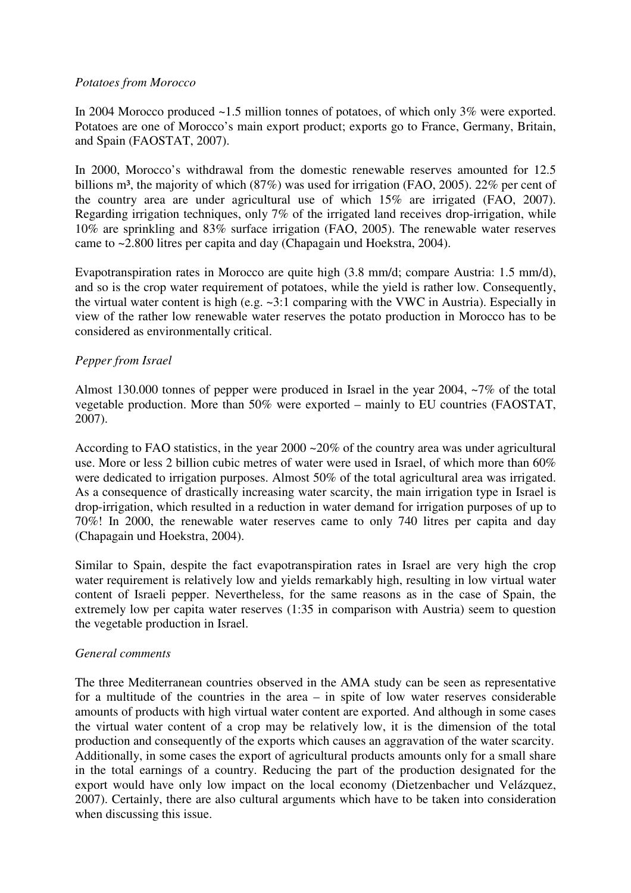*Potatoes from Morocco*

In 2004 Morocco produced ~1.5 million tonnes of potatoes, of which only 3% were exported. Potatoes are one of Morocco's main export product; exports go to France, Germany, Britain, and Spain (FAOSTAT, 2007).

In 2000, Morocco's withdrawal from the domestic renewable reserves amounted for 12.5 billions m³, the majority of which (87%) was used for irrigation (FAO, 2005). 22% per cent of the country area are under agricultural use of which 15% are irrigated (FAO, 2007). Regarding irrigation techniques, only 7% of the irrigated land receives drop-irrigation, while 10% are sprinkling and 83% surface irrigation (FAO, 2005). The renewable water reserves came to ~2.800 litres per capita and day (Chapagain und Hoekstra, 2004).

Evapotranspiration rates in Morocco are quite high (3.8 mm/d; compare Austria: 1.5 mm/d), and so is the crop water requirement of potatoes, while the yield is rather low. Consequently, the virtual water content is high (e.g. ~3:1 comparing with the VWC in Austria). Especially in view of the rather low renewable water reserves the potato production in Morocco has to be considered as environmentally critical.

*Pepper from Israel*

Almost 130.000 tonnes of pepper were produced in Israel in the year 2004, ~7% of the total vegetable production. More than 50% were exported – mainly to EU countries (FAOSTAT, 2007).

According to FAO statistics, in the year 2000 ~20% of the country area was under agricultural use. More or less 2 billion cubic metres of water were used in Israel, of which more than 60% were dedicated to irrigation purposes. Almost 50% of the total agricultural area was irrigated. As a consequence of drastically increasing water scarcity, the main irrigation type in Israel is drop-irrigation, which resulted in a reduction in water demand for irrigation purposes of up to 70%! In 2000, the renewable water reserves came to only 740 litres per capita and day (Chapagain und Hoekstra, 2004).

Similar to Spain, despite the fact evapotranspiration rates in Israel are very high the crop water requirement is relatively low and yields remarkably high, resulting in low virtual water content of Israeli pepper. Nevertheless, for the same reasons as in the case of Spain, the extremely low per capita water reserves (1:35 in comparison with Austria) seem to question the vegetable production in Israel.

*General comments*

The three Mediterranean countries observed in the AMA study can be seen as representative for a multitude of the countries in the area – in spite of low water reserves considerable amounts of products with high virtual water content are exported. And although in some cases the virtual water content of a crop may be relatively low, it is the dimension of the total production and consequently of the exports which causes an aggravation of the water scarcity. Additionally, in some cases the export of agricultural products amounts only for a small share in the total earnings of a country. Reducing the part of the production designated for the export would have only low impact on the local economy (Dietzenbacher und Velázquez, 2007). Certainly, there are also cultural arguments which have to be taken into consideration when discussing this issue.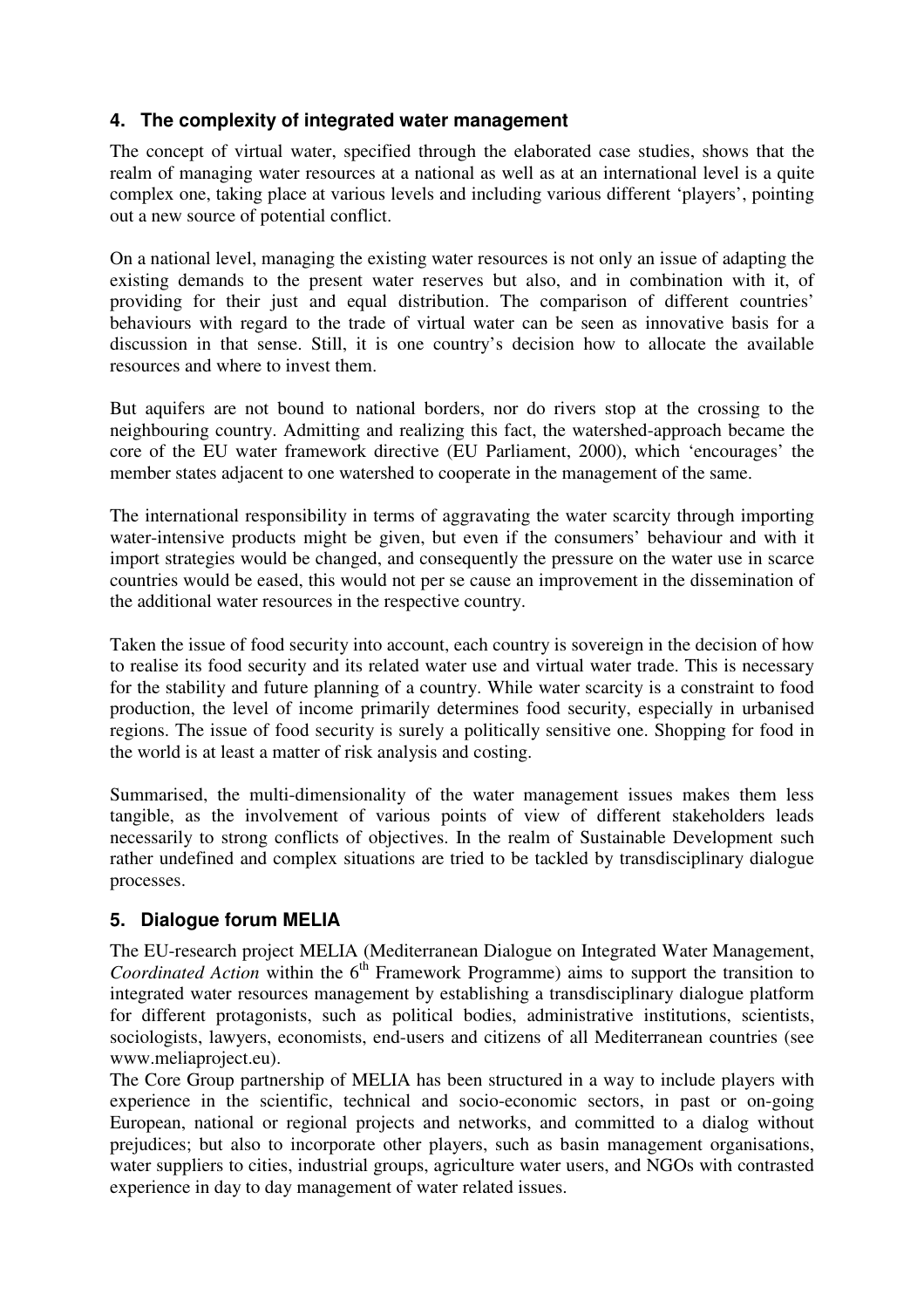## 4. The complexity of integrated water management

The concept of virtual water, specified through the elaborated case studies, shows that the realm of managing water resources at a national as well as at an international level is a quite complex one, taking place at various levels and including various different 'players', pointing out a new source of potential conflict.

On a national level, managing the existing water resources is not only an issue of adapting the existing demands to the present water reserves but also, and in combination with it, of providing for their just and equal distribution. The comparison of different countries' behaviours with regard to the trade of virtual water can be seen as innovative basis for a discussion in that sense. Still, it is one country's decision how to allocate the available resources and where to invest them.

But aquifers are not bound to national borders, nor do rivers stop at the crossing to the neighbouring country. Admitting and realizing this fact, the watershed-approach became the core of the EU water framework directive (EU Parliament, 2000), which 'encourages' the member states adjacent to one watershed to cooperate in the management of the same.

The international responsibility in terms of aggravating the water scarcity through importing water-intensive products might be given, but even if the consumers' behaviour and with it import strategies would be changed, and consequently the pressure on the water use in scarce countries would be eased, this would not per se cause an improvement in the dissemination of the additional water resources in the respective country.

Taken the issue of food security into account, each country is sovereign in the decision of how to realise its food security and its related water use and virtual water trade. This is necessary for the stability and future planning of a country. While water scarcity is a constraint to food production, the level of income primarily determines food security, especially in urbanised regions. The issue of food security is surely a politically sensitive one. Shopping for food in the world is at least a matter of risk analysis and costing.

Summarised, the multi-dimensionality of the water management issues makes them less tangible, as the involvement of various points of view of different stakeholders leads necessarily to strong conflicts of objectives. In the realm of Sustainable Development such rather undefined and complex situations are tried to be tackled by transdisciplinary dialogue processes.

## 5. Dialogue forum MELIA

The EU-research project MELIA (Mediterranean Dialogue on Integrated Water Management, *Coordinated Action* within the 6th Framework Programme) aims to support the transition to integrated water resources management by establishing a transdisciplinary dialogue platform for different protagonists, such as political bodies, administrative institutions, scientists, sociologists, lawyers, economists, end-users and citizens of all Mediterranean countries (see www.meliaproject.eu).

The Core Group partnership of MELIA has been structured in a way to include players with experience in the scientific, technical and socio-economic sectors, in past or on-going European, national or regional projects and networks, and committed to a dialog without prejudices; but also to incorporate other players, such as basin management organisations, water suppliers to cities, industrial groups, agriculture water users, and NGOs with contrasted experience in day to day management of water related issues.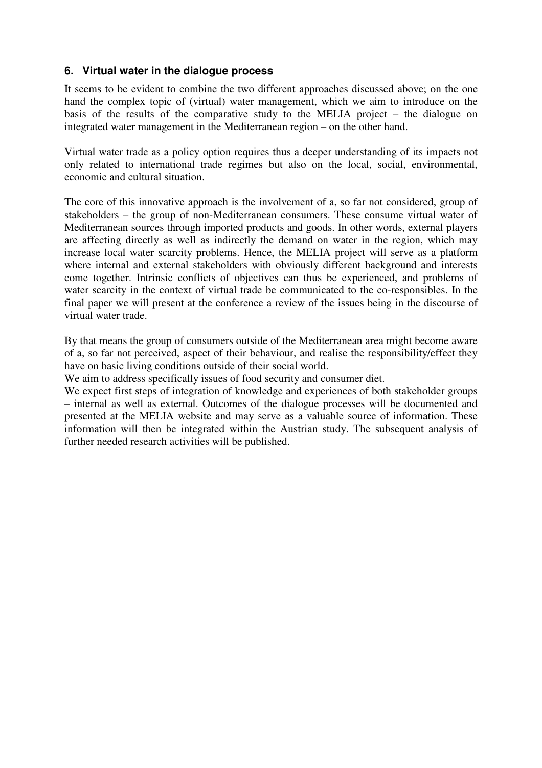## 6. Virtual water in the dialogue process

It seems to be evident to combine the two different approaches discussed above; on the one hand the complex topic of (virtual) water management, which we aim to introduce on the basis of the results of the comparative study to the MELIA project – the dialogue on integrated water management in the Mediterranean region – on the other hand.

Virtual water trade as a policy option requires thus a deeper understanding of its impacts not only related to international trade regimes but also on the local, social, environmental, economic and cultural situation.

The core of this innovative approach is the involvement of a, so far not considered, group of stakeholders – the group of non-Mediterranean consumers. These consume virtual water of Mediterranean sources through imported products and goods. In other words, external players are affecting directly as well as indirectly the demand on water in the region, which may increase local water scarcity problems. Hence, the MELIA project will serve as a platform where internal and external stakeholders with obviously different background and interests come together. Intrinsic conflicts of objectives can thus be experienced, and problems of water scarcity in the context of virtual trade be communicated to the co-responsibles. In the final paper we will present at the conference a review of the issues being in the discourse of virtual water trade.

By that means the group of consumers outside of the Mediterranean area might become aware of a, so far not perceived, aspect of their behaviour, and realise the responsibility/effect they have on basic living conditions outside of their social world.

We aim to address specifically issues of food security and consumer diet.

We expect first steps of integration of knowledge and experiences of both stakeholder groups – internal as well as external. Outcomes of the dialogue processes will be documented and presented at the MELIA website and may serve as a valuable source of information. These information will then be integrated within the Austrian study. The subsequent analysis of further needed research activities will be published.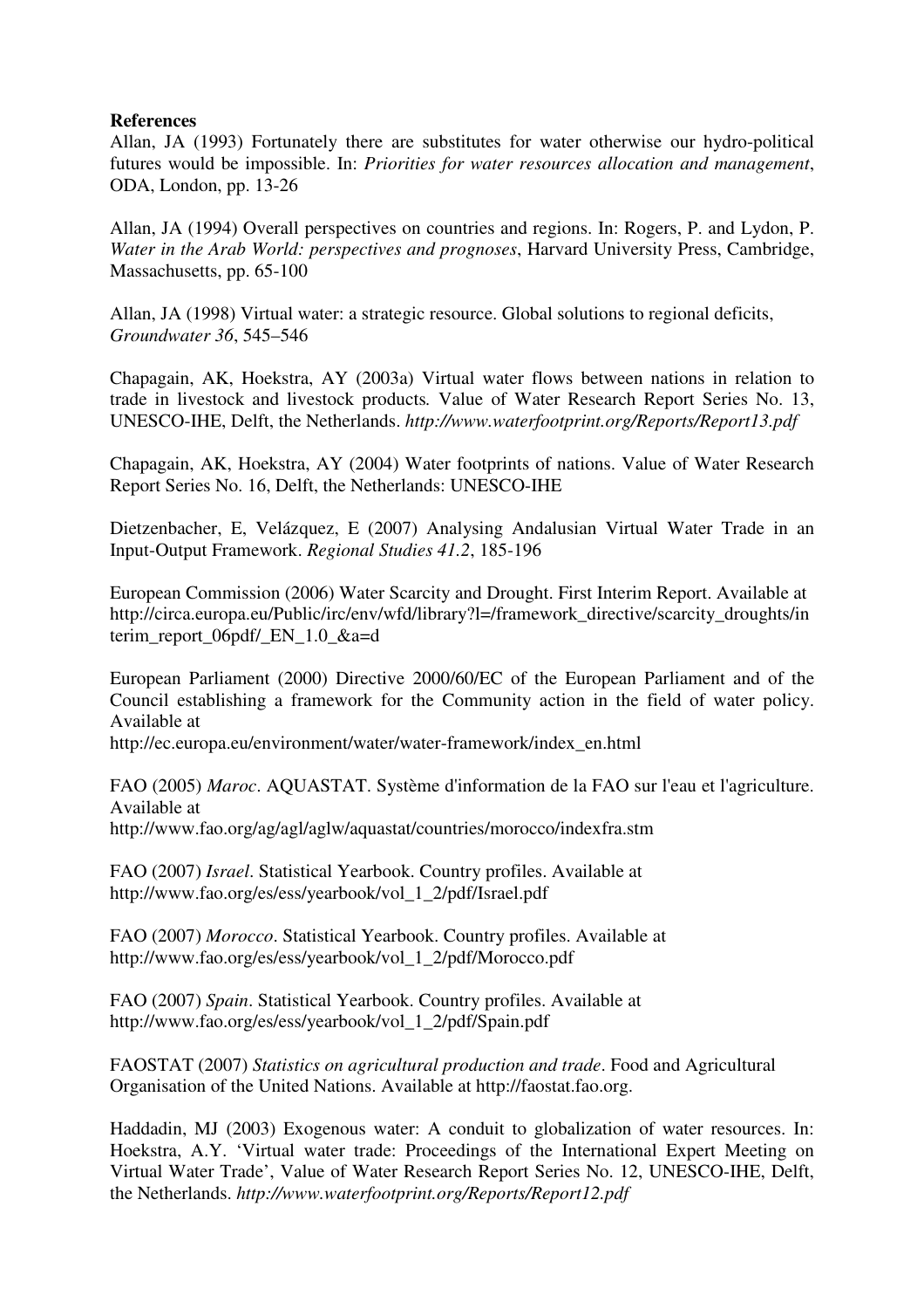**References**

Allan, JA (1993) Fortunately there are substitutes for water otherwise our hydro-political futures would be impossible. In: *Priorities for water resources allocation and management*, ODA, London, pp. 13-26

Allan, JA (1994) Overall perspectives on countries and regions. In: Rogers, P. and Lydon, P. *Water in the Arab World: perspectives and prognoses*, Harvard University Press, Cambridge, Massachusetts, pp. 65-100

Allan, JA (1998) Virtual water: a strategic resource. Global solutions to regional deficits, *Groundwater 36*, 545–546

Chapagain, AK, Hoekstra, AY (2003a) Virtual water flows between nations in relation to trade in livestock and livestock products. Value of Water Research Report Series No. 13, UNESCO-IHE, Delft, the Netherlands. *http://www.waterfootprint.org/Reports/Report13.pdf*

Chapagain, AK, Hoekstra, AY (2004) Water footprints of nations. Value of Water Research Report Series No. 16, Delft, the Netherlands: UNESCO-IHE

Dietzenbacher, E, Velázquez, E (2007) Analysing Andalusian Virtual Water Trade in an Input-Output Framework. *Regional Studies 41.2*, 185-196

European Commission (2006) Water Scarcity and Drought. First Interim Report. Available at http://circa.europa.eu/Public/irc/env/wfd/library?l=/framework_directive/scarcity_droughts/interim_report_06pdf/_EN_1.0_&a=d

European Parliament (2000) Directive 2000/60/EC of the European Parliament and of the Council establishing a framework for the Community action in the field of water policy. Available at
http://ec.europa.eu/environment/water/water-framework/index_en.html

FAO (2005) *Maroc*. AQUASTAT. Système d'information de la FAO sur l'eau et l'agriculture. Available at
http://www.fao.org/ag/agl/aglw/aquastat/countries/morocco/indexfra.stm

FAO (2007) *Israel*. Statistical Yearbook. Country profiles. Available at http://www.fao.org/es/ess/yearbook/vol_1_2/pdf/Israel.pdf

FAO (2007) *Morocco*. Statistical Yearbook. Country profiles. Available at http://www.fao.org/es/ess/yearbook/vol_1_2/pdf/Morocco.pdf

FAO (2007) *Spain*. Statistical Yearbook. Country profiles. Available at http://www.fao.org/es/ess/yearbook/vol_1_2/pdf/Spain.pdf

FAOSTAT (2007) *Statistics on agricultural production and trade*. Food and Agricultural Organisation of the United Nations. Available at http://faostat.fao.org.

Haddadin, MJ (2003) Exogenous water: A conduit to globalization of water resources. In: Hoekstra, A.Y. 'Virtual water trade: Proceedings of the International Expert Meeting on Virtual Water Trade', Value of Water Research Report Series No. 12, UNESCO-IHE, Delft, the Netherlands. *http://www.waterfootprint.org/Reports/Report12.pdf*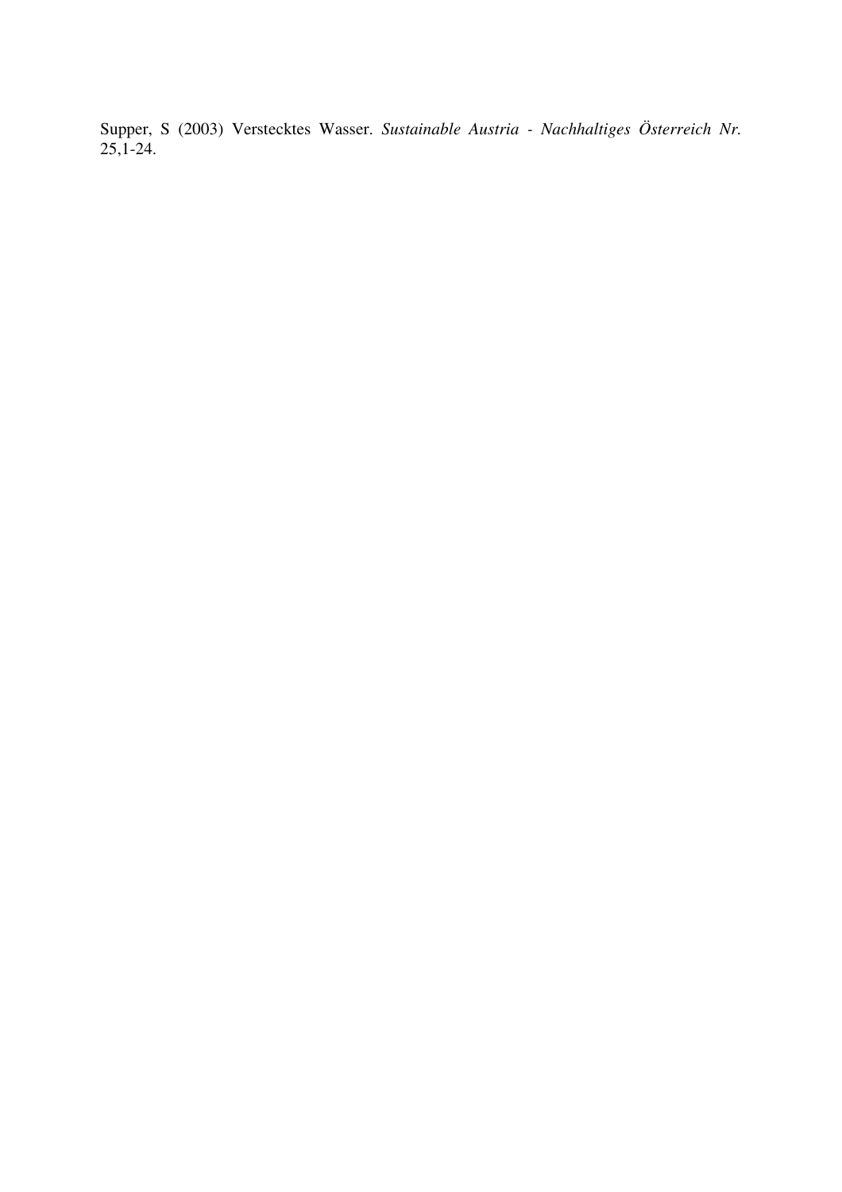Supper, S (2003) Verstecktes Wasser. *Sustainable Austria - Nachhaltiges Österreich Nr.* 25,1-24.